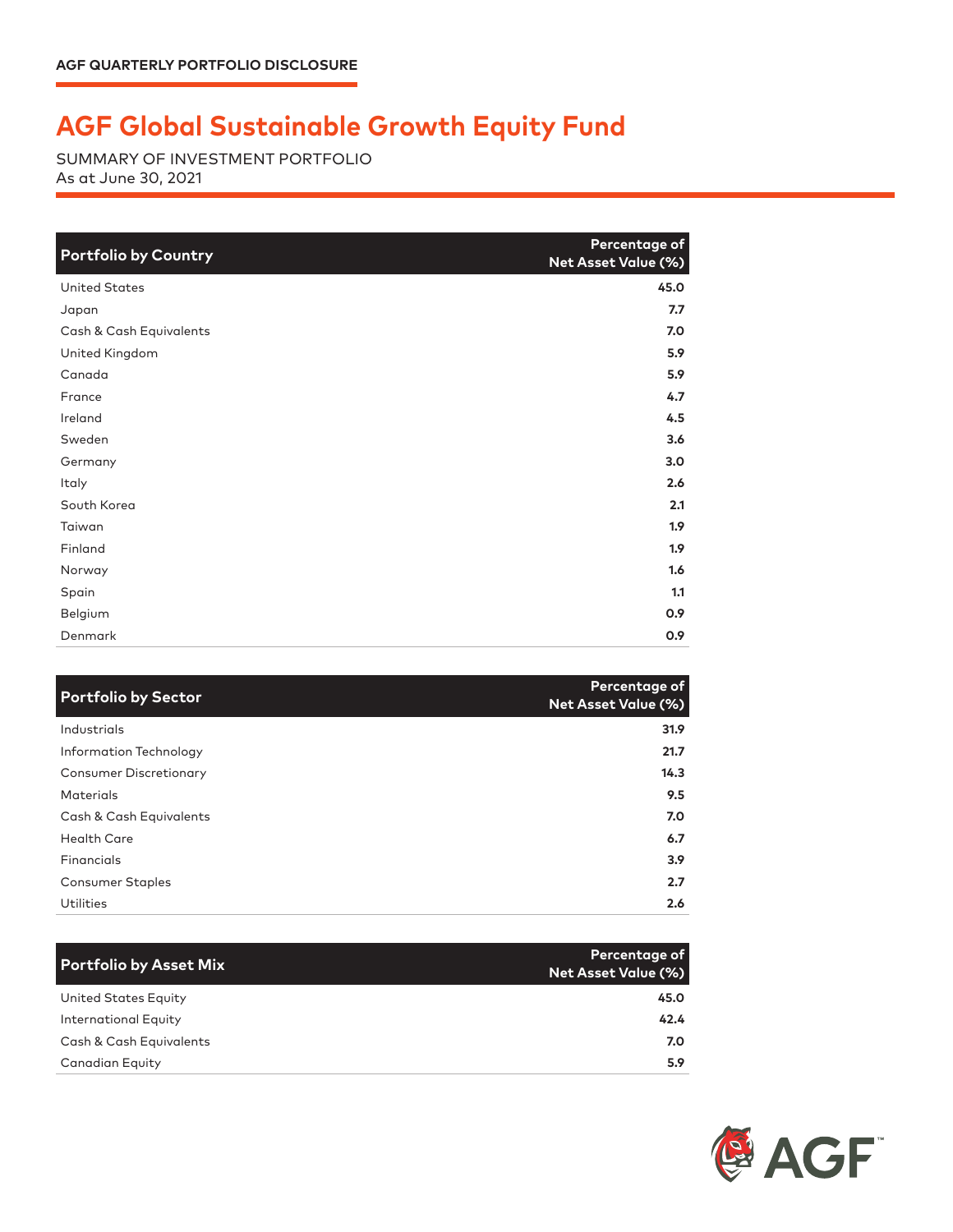AGF QUARTERLY PORTFOLIO DISCLOSURE

# AGF Global Sustainable Growth Equity Fund

SUMMARY OF INVESTMENT PORTFOLIO
As at June 30, 2021

| Portfolio by Country | Percentage of Net Asset Value (%) |
|---|---|
| United States | 45.0 |
| Japan | 7.7 |
| Cash & Cash Equivalents | 7.0 |
| United Kingdom | 5.9 |
| Canada | 5.9 |
| France | 4.7 |
| Ireland | 4.5 |
| Sweden | 3.6 |
| Germany | 3.0 |
| Italy | 2.6 |
| South Korea | 2.1 |
| Taiwan | 1.9 |
| Finland | 1.9 |
| Norway | 1.6 |
| Spain | 1.1 |
| Belgium | 0.9 |
| Denmark | 0.9 |

| Portfolio by Sector | Percentage of Net Asset Value (%) |
|---|---|
| Industrials | 31.9 |
| Information Technology | 21.7 |
| Consumer Discretionary | 14.3 |
| Materials | 9.5 |
| Cash & Cash Equivalents | 7.0 |
| Health Care | 6.7 |
| Financials | 3.9 |
| Consumer Staples | 2.7 |
| Utilities | 2.6 |

| Portfolio by Asset Mix | Percentage of Net Asset Value (%) |
|---|---|
| United States Equity | 45.0 |
| International Equity | 42.4 |
| Cash & Cash Equivalents | 7.0 |
| Canadian Equity | 5.9 |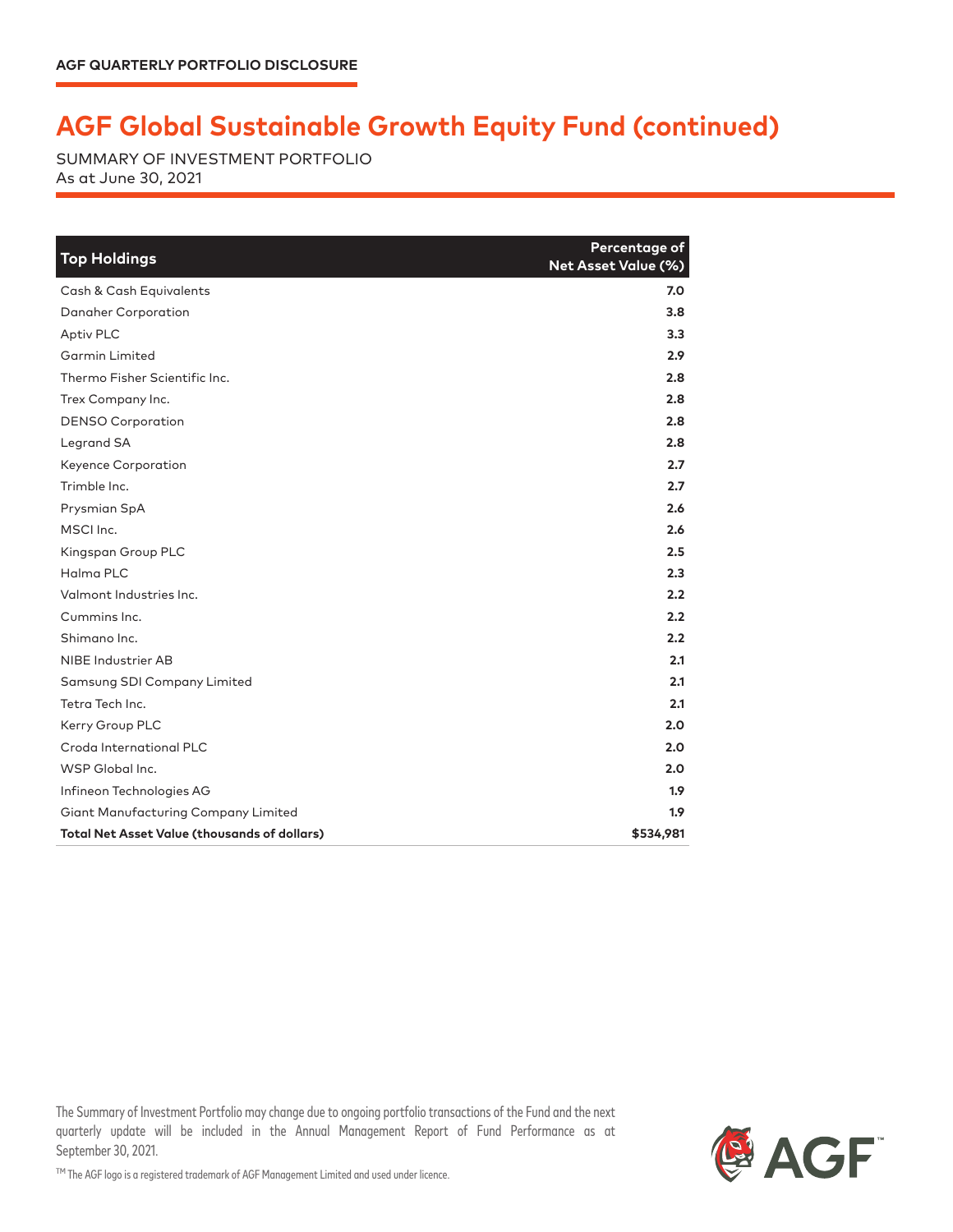**AGF QUARTERLY PORTFOLIO DISCLOSURE**

# AGF Global Sustainable Growth Equity Fund (continued)

SUMMARY OF INVESTMENT PORTFOLIO
As at June 30, 2021

| Top Holdings | Percentage of Net Asset Value (%) |
|---|---|
| Cash & Cash Equivalents | **7.0** |
| Danaher Corporation | **3.8** |
| Aptiv PLC | **3.3** |
| Garmin Limited | **2.9** |
| Thermo Fisher Scientific Inc. | **2.8** |
| Trex Company Inc. | **2.8** |
| DENSO Corporation | **2.8** |
| Legrand SA | **2.8** |
| Keyence Corporation | **2.7** |
| Trimble Inc. | **2.7** |
| Prysmian SpA | **2.6** |
| MSCI Inc. | **2.6** |
| Kingspan Group PLC | **2.5** |
| Halma PLC | **2.3** |
| Valmont Industries Inc. | **2.2** |
| Cummins Inc. | **2.2** |
| Shimano Inc. | **2.2** |
| NIBE Industrier AB | **2.1** |
| Samsung SDI Company Limited | **2.1** |
| Tetra Tech Inc. | **2.1** |
| Kerry Group PLC | **2.0** |
| Croda International PLC | **2.0** |
| WSP Global Inc. | **2.0** |
| Infineon Technologies AG | **1.9** |
| Giant Manufacturing Company Limited | **1.9** |
| **Total Net Asset Value (thousands of dollars)** | **$534,981** |

The Summary of Investment Portfolio may change due to ongoing portfolio transactions of the Fund and the next quarterly update will be included in the Annual Management Report of Fund Performance as at September 30, 2021.

™ The AGF logo is a registered trademark of AGF Management Limited and used under licence.